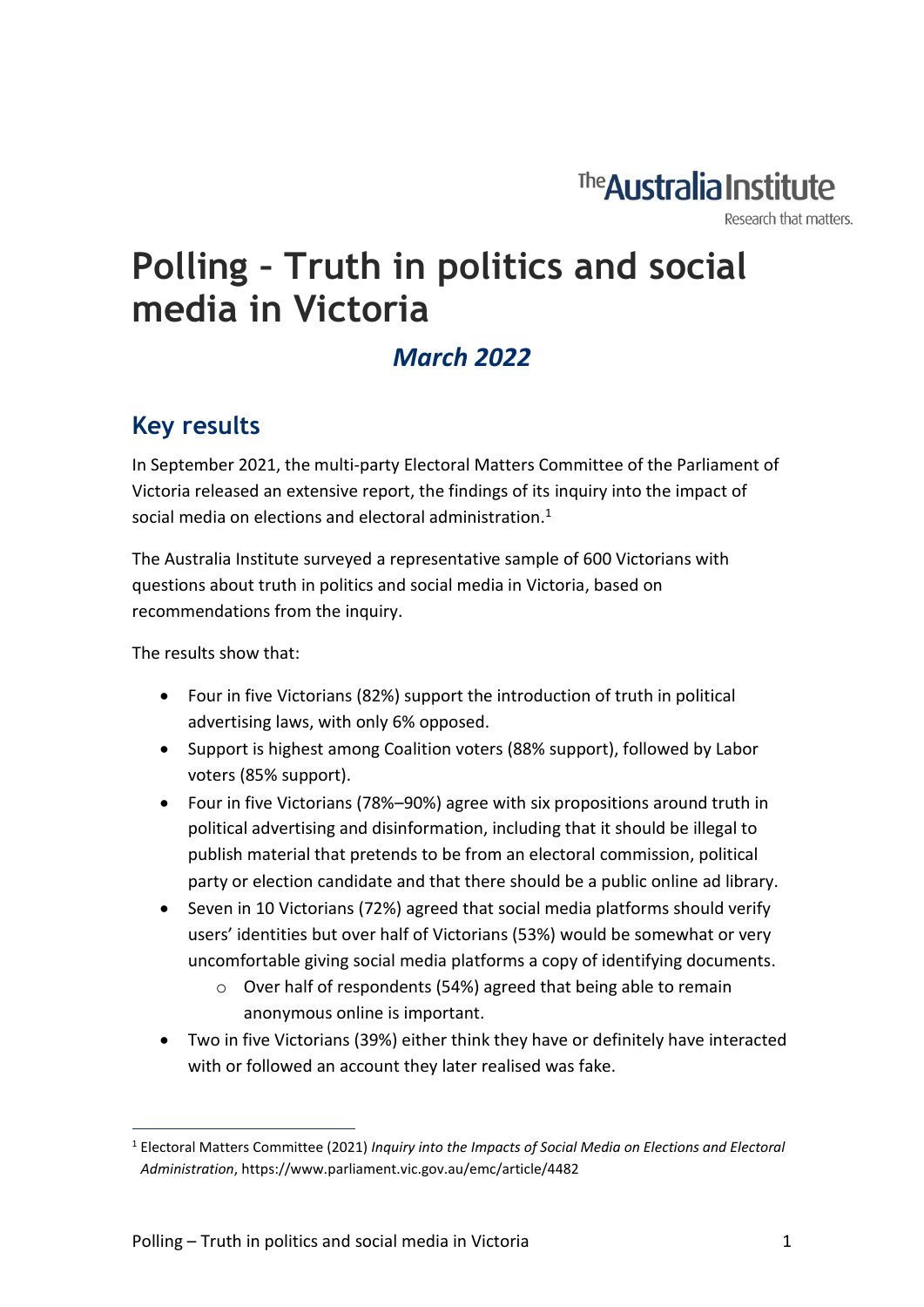The Australia Institute
Research that matters.

# Polling – Truth in politics and social media in Victoria

## *March 2022*

## Key results

In September 2021, the multi-party Electoral Matters Committee of the Parliament of Victoria released an extensive report, the findings of its inquiry into the impact of social media on elections and electoral administration.[1]

The Australia Institute surveyed a representative sample of 600 Victorians with questions about truth in politics and social media in Victoria, based on recommendations from the inquiry.

The results show that:

- Four in five Victorians (82%) support the introduction of truth in political advertising laws, with only 6% opposed.
- Support is highest among Coalition voters (88% support), followed by Labor voters (85% support).
- Four in five Victorians (78%–90%) agree with six propositions around truth in political advertising and disinformation, including that it should be illegal to publish material that pretends to be from an electoral commission, political party or election candidate and that there should be a public online ad library.
- Seven in 10 Victorians (72%) agreed that social media platforms should verify users' identities but over half of Victorians (53%) would be somewhat or very uncomfortable giving social media platforms a copy of identifying documents.
    - Over half of respondents (54%) agreed that being able to remain anonymous online is important.
- Two in five Victorians (39%) either think they have or definitely have interacted with or followed an account they later realised was fake.

[1] Electoral Matters Committee (2021) *Inquiry into the Impacts of Social Media on Elections and Electoral Administration*, https://www.parliament.vic.gov.au/emc/article/4482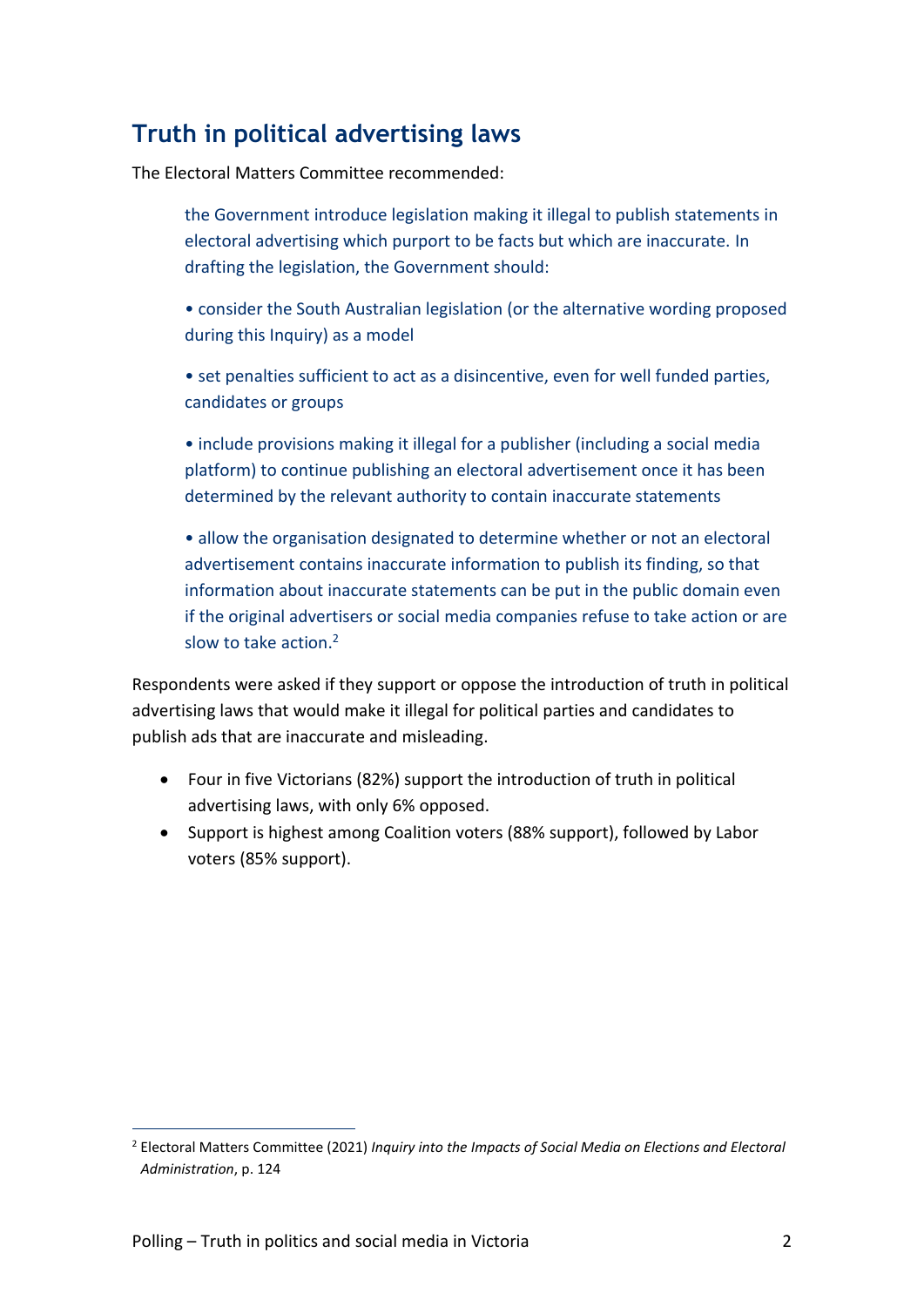## Truth in political advertising laws

The Electoral Matters Committee recommended:

> the Government introduce legislation making it illegal to publish statements in electoral advertising which purport to be facts but which are inaccurate. In drafting the legislation, the Government should:
>
> • consider the South Australian legislation (or the alternative wording proposed during this Inquiry) as a model
>
> • set penalties sufficient to act as a disincentive, even for well funded parties, candidates or groups
>
> • include provisions making it illegal for a publisher (including a social media platform) to continue publishing an electoral advertisement once it has been determined by the relevant authority to contain inaccurate statements
>
> • allow the organisation designated to determine whether or not an electoral advertisement contains inaccurate information to publish its finding, so that information about inaccurate statements can be put in the public domain even if the original advertisers or social media companies refuse to take action or are slow to take action.[2]

Respondents were asked if they support or oppose the introduction of truth in political advertising laws that would make it illegal for political parties and candidates to publish ads that are inaccurate and misleading.

- Four in five Victorians (82%) support the introduction of truth in political advertising laws, with only 6% opposed.
- Support is highest among Coalition voters (88% support), followed by Labor voters (85% support).

[2] Electoral Matters Committee (2021) *Inquiry into the Impacts of Social Media on Elections and Electoral Administration*, p. 124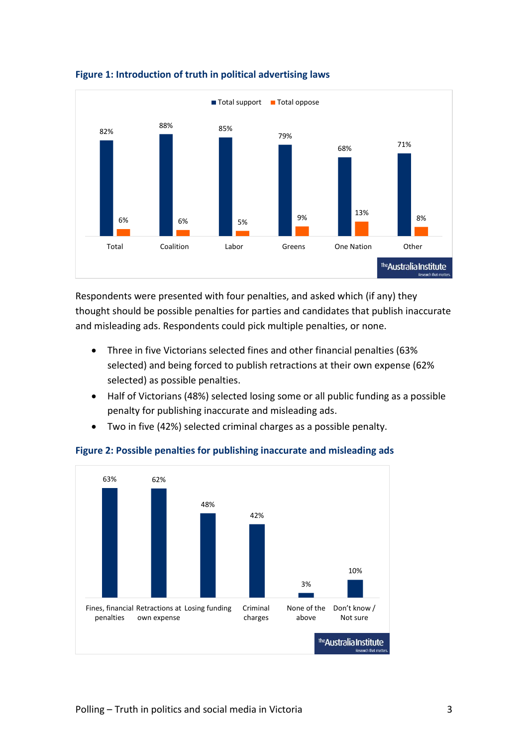**Figure 1: Introduction of truth in political advertising laws**

| | Total support | Total oppose |
|---|---|---|
| Total | 82% | 6% |
| Coalition | 88% | 6% |
| Labor | 85% | 5% |
| Greens | 79% | 9% |
| One Nation | 68% | 13% |
| Other | 71% | 8% |

Respondents were presented with four penalties, and asked which (if any) they thought should be possible penalties for parties and candidates that publish inaccurate and misleading ads. Respondents could pick multiple penalties, or none.

- Three in five Victorians selected fines and other financial penalties (63% selected) and being forced to publish retractions at their own expense (62% selected) as possible penalties.
- Half of Victorians (48%) selected losing some or all public funding as a possible penalty for publishing inaccurate and misleading ads.
- Two in five (42%) selected criminal charges as a possible penalty.

**Figure 2: Possible penalties for publishing inaccurate and misleading ads**

| Penalty | % |
|---|---|
| Fines, financial penalties | 63% |
| Retractions at own expense | 62% |
| Losing funding | 48% |
| Criminal charges | 42% |
| None of the above | 3% |
| Don't know / Not sure | 10% |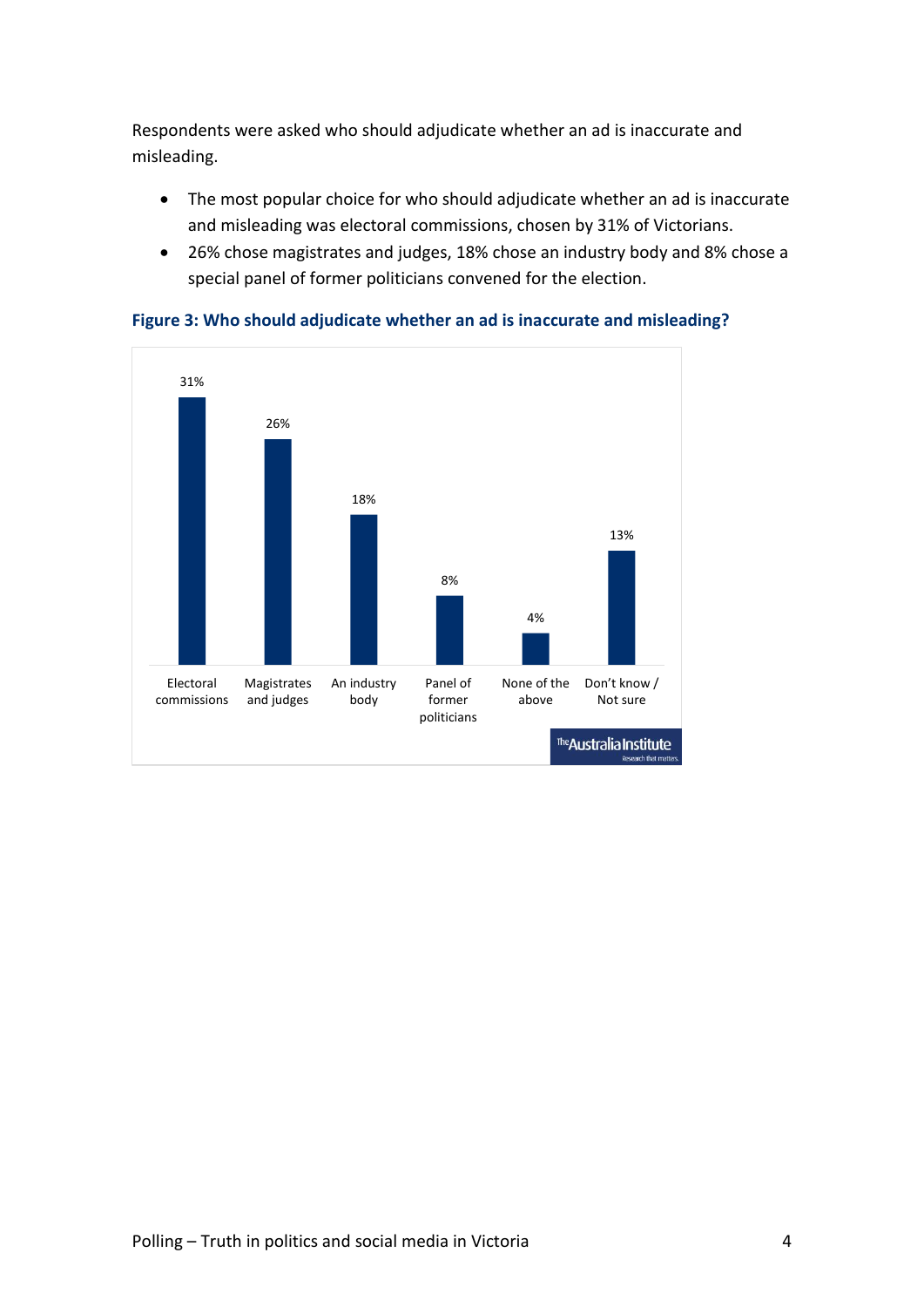Respondents were asked who should adjudicate whether an ad is inaccurate and misleading.

- The most popular choice for who should adjudicate whether an ad is inaccurate and misleading was electoral commissions, chosen by 31% of Victorians.
- 26% chose magistrates and judges, 18% chose an industry body and 8% chose a special panel of former politicians convened for the election.

**Figure 3: Who should adjudicate whether an ad is inaccurate and misleading?**

| Electoral commissions | Magistrates and judges | An industry body | Panel of former politicians | None of the above | Don't know / Not sure |
|---|---|---|---|---|---|
| 31% | 26% | 18% | 8% | 4% | 13% |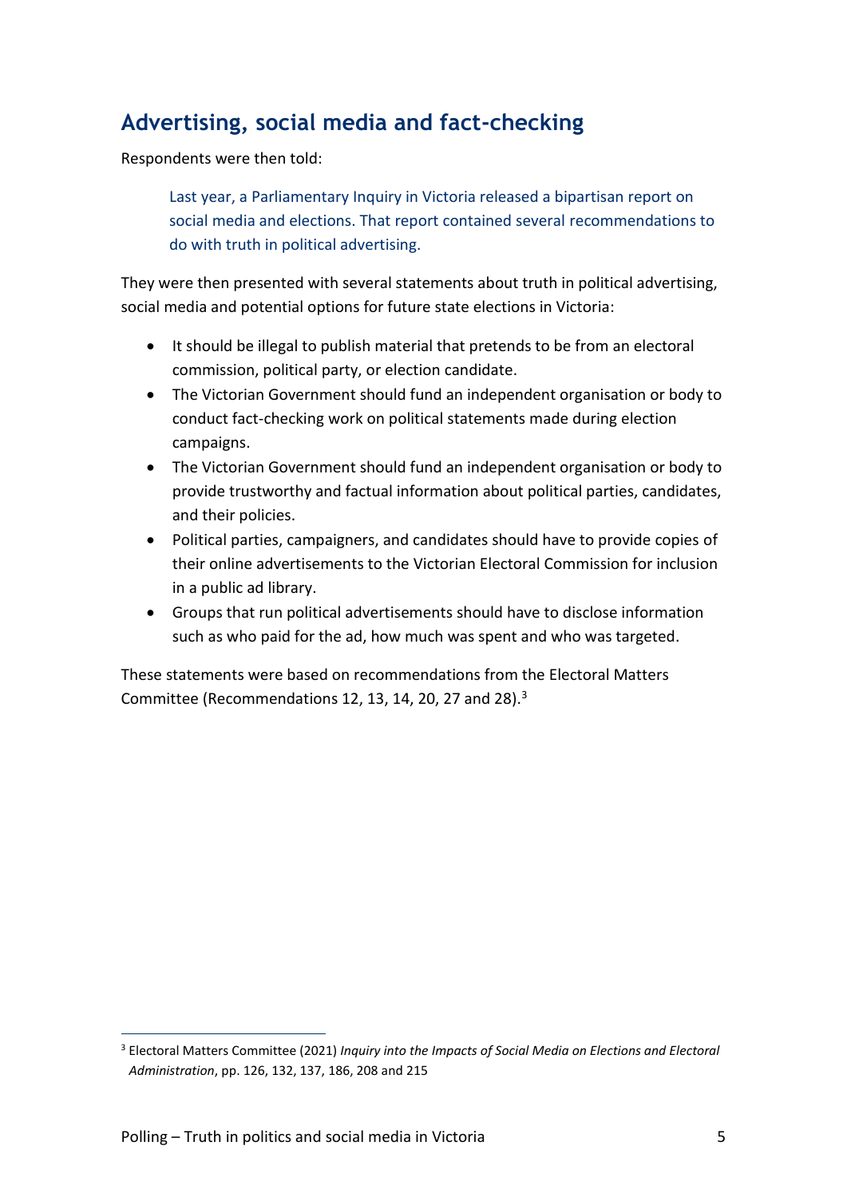## Advertising, social media and fact-checking

Respondents were then told:

> Last year, a Parliamentary Inquiry in Victoria released a bipartisan report on social media and elections. That report contained several recommendations to do with truth in political advertising.

They were then presented with several statements about truth in political advertising, social media and potential options for future state elections in Victoria:

- It should be illegal to publish material that pretends to be from an electoral commission, political party, or election candidate.
- The Victorian Government should fund an independent organisation or body to conduct fact-checking work on political statements made during election campaigns.
- The Victorian Government should fund an independent organisation or body to provide trustworthy and factual information about political parties, candidates, and their policies.
- Political parties, campaigners, and candidates should have to provide copies of their online advertisements to the Victorian Electoral Commission for inclusion in a public ad library.
- Groups that run political advertisements should have to disclose information such as who paid for the ad, how much was spent and who was targeted.

These statements were based on recommendations from the Electoral Matters Committee (Recommendations 12, 13, 14, 20, 27 and 28).[3]

---

[3] Electoral Matters Committee (2021) *Inquiry into the Impacts of Social Media on Elections and Electoral Administration*, pp. 126, 132, 137, 186, 208 and 215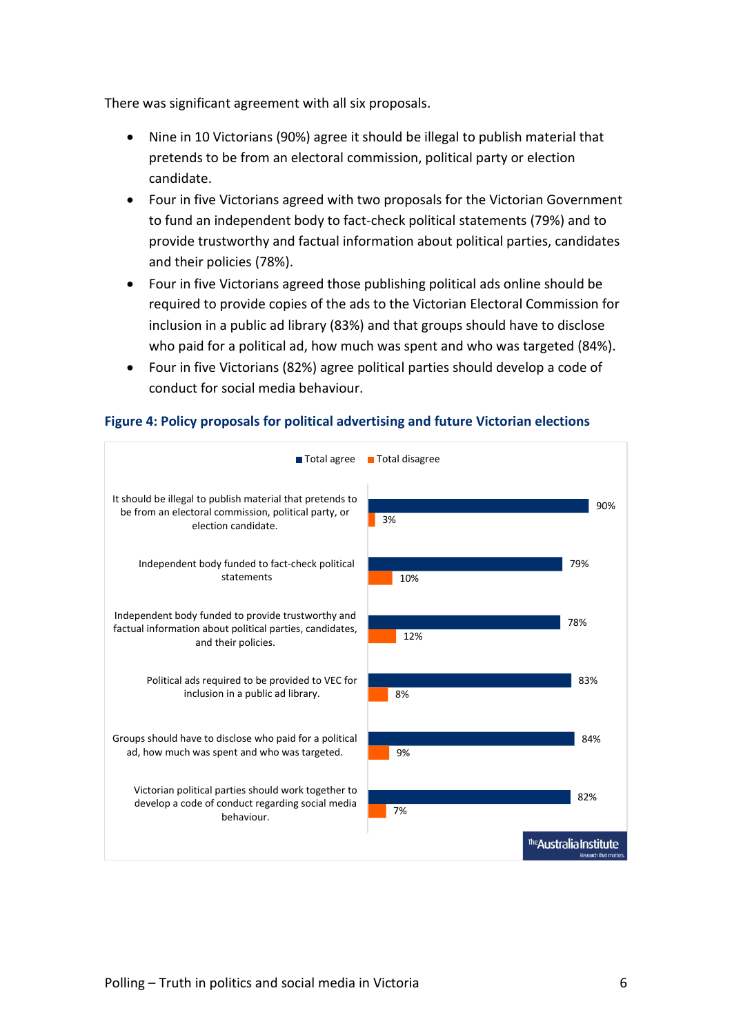There was significant agreement with all six proposals.

- Nine in 10 Victorians (90%) agree it should be illegal to publish material that pretends to be from an electoral commission, political party or election candidate.
- Four in five Victorians agreed with two proposals for the Victorian Government to fund an independent body to fact-check political statements (79%) and to provide trustworthy and factual information about political parties, candidates and their policies (78%).
- Four in five Victorians agreed those publishing political ads online should be required to provide copies of the ads to the Victorian Electoral Commission for inclusion in a public ad library (83%) and that groups should have to disclose who paid for a political ad, how much was spent and who was targeted (84%).
- Four in five Victorians (82%) agree political parties should develop a code of conduct for social media behaviour.

**Figure 4: Policy proposals for political advertising and future Victorian elections**

| | Total agree | Total disagree |
|---|---|---|
| It should be illegal to publish material that pretends to be from an electoral commission, political party, or election candidate. | 90% | 3% |
| Independent body funded to fact-check political statements | 79% | 10% |
| Independent body funded to provide trustworthy and factual information about political parties, candidates, and their policies. | 78% | 12% |
| Political ads required to be provided to VEC for inclusion in a public ad library. | 83% | 8% |
| Groups should have to disclose who paid for a political ad, how much was spent and who was targeted. | 84% | 9% |
| Victorian political parties should work together to develop a code of conduct regarding social media behaviour. | 82% | 7% |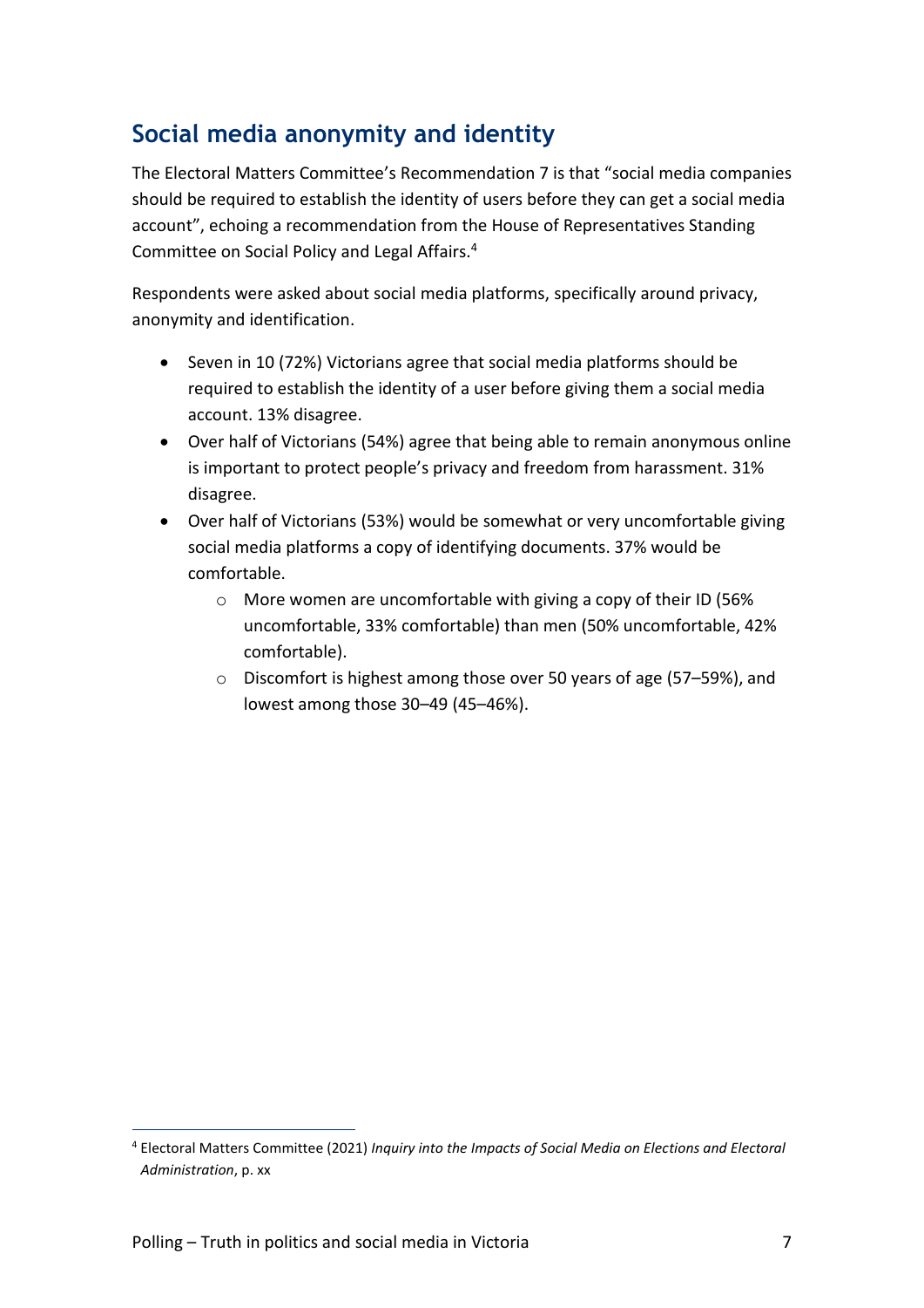## Social media anonymity and identity

The Electoral Matters Committee's Recommendation 7 is that "social media companies should be required to establish the identity of users before they can get a social media account", echoing a recommendation from the House of Representatives Standing Committee on Social Policy and Legal Affairs.[4]

Respondents were asked about social media platforms, specifically around privacy, anonymity and identification.

- Seven in 10 (72%) Victorians agree that social media platforms should be required to establish the identity of a user before giving them a social media account. 13% disagree.
- Over half of Victorians (54%) agree that being able to remain anonymous online is important to protect people's privacy and freedom from harassment. 31% disagree.
- Over half of Victorians (53%) would be somewhat or very uncomfortable giving social media platforms a copy of identifying documents. 37% would be comfortable.
    - More women are uncomfortable with giving a copy of their ID (56% uncomfortable, 33% comfortable) than men (50% uncomfortable, 42% comfortable).
    - Discomfort is highest among those over 50 years of age (57–59%), and lowest among those 30–49 (45–46%).

[4] Electoral Matters Committee (2021) *Inquiry into the Impacts of Social Media on Elections and Electoral Administration*, p. xx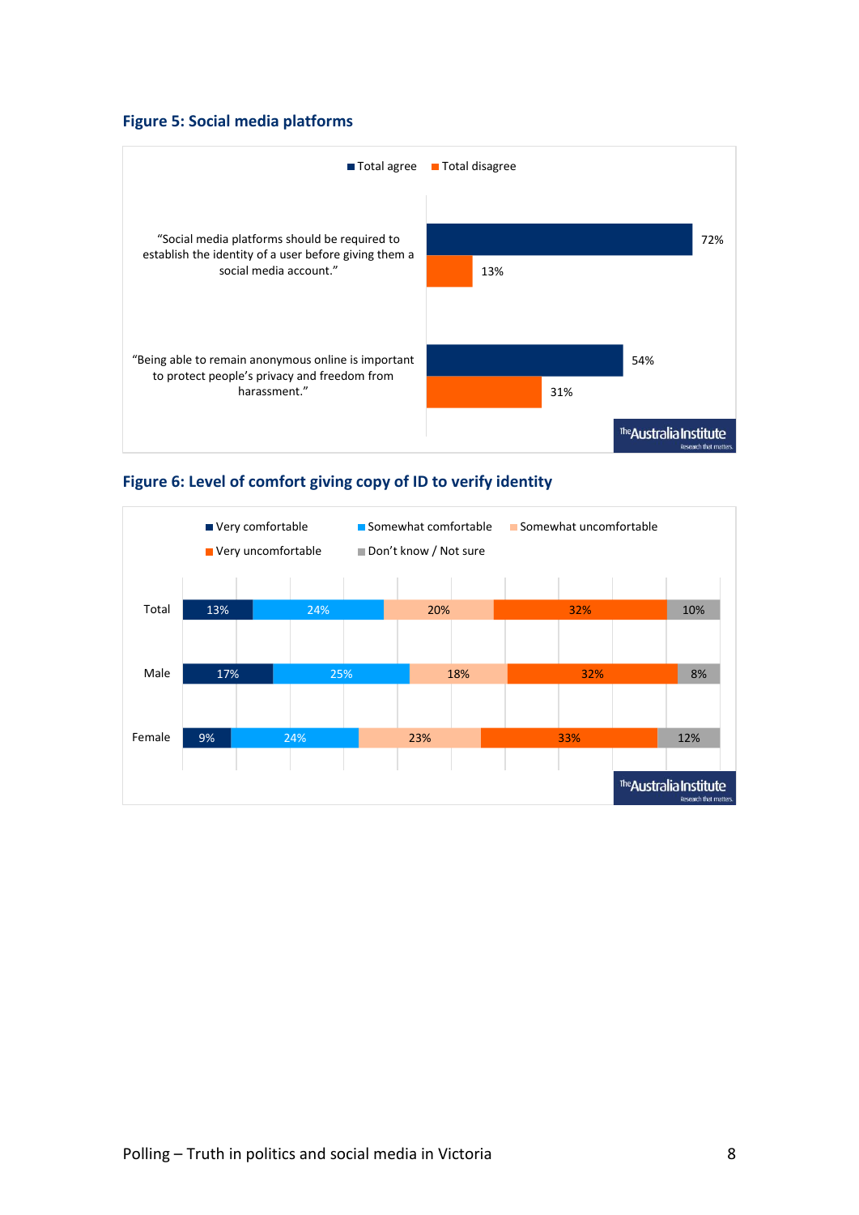### Figure 5: Social media platforms

| | Total agree | Total disagree |
|---|---|---|
| "Social media platforms should be required to establish the identity of a user before giving them a social media account." | 72% | 13% |
| "Being able to remain anonymous online is important to protect people's privacy and freedom from harassment." | 54% | 31% |

### Figure 6: Level of comfort giving copy of ID to verify identity

| | Very comfortable | Somewhat comfortable | Somewhat uncomfortable | Very uncomfortable | Don't know / Not sure |
|---|---|---|---|---|---|
| Total | 13% | 24% | 20% | 32% | 10% |
| Male | 17% | 25% | 18% | 32% | 8% |
| Female | 9% | 24% | 23% | 33% | 12% |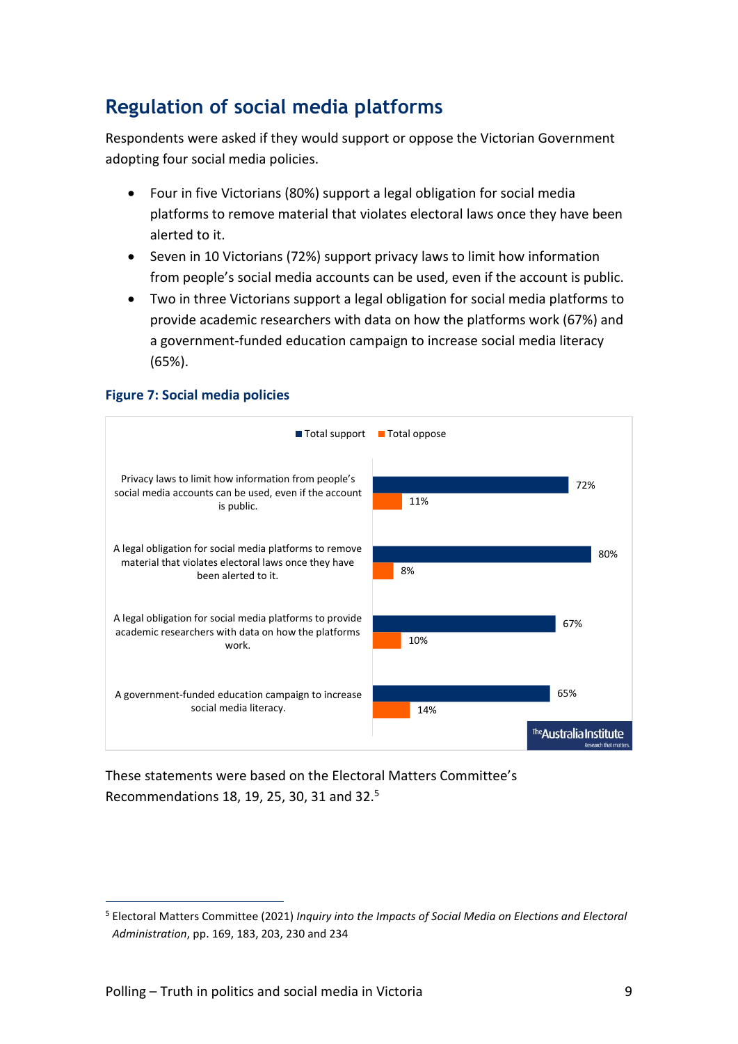## Regulation of social media platforms

Respondents were asked if they would support or oppose the Victorian Government adopting four social media policies.

- Four in five Victorians (80%) support a legal obligation for social media platforms to remove material that violates electoral laws once they have been alerted to it.
- Seven in 10 Victorians (72%) support privacy laws to limit how information from people's social media accounts can be used, even if the account is public.
- Two in three Victorians support a legal obligation for social media platforms to provide academic researchers with data on how the platforms work (67%) and a government-funded education campaign to increase social media literacy (65%).

**Figure 7: Social media policies**

| Policy | Total support | Total oppose |
| --- | --- | --- |
| Privacy laws to limit how information from people's social media accounts can be used, even if the account is public. | 72% | 11% |
| A legal obligation for social media platforms to remove material that violates electoral laws once they have been alerted to it. | 80% | 8% |
| A legal obligation for social media platforms to provide academic researchers with data on how the platforms work. | 67% | 10% |
| A government-funded education campaign to increase social media literacy. | 65% | 14% |

These statements were based on the Electoral Matters Committee's Recommendations 18, 19, 25, 30, 31 and 32.[5]

[5] Electoral Matters Committee (2021) *Inquiry into the Impacts of Social Media on Elections and Electoral Administration*, pp. 169, 183, 203, 230 and 234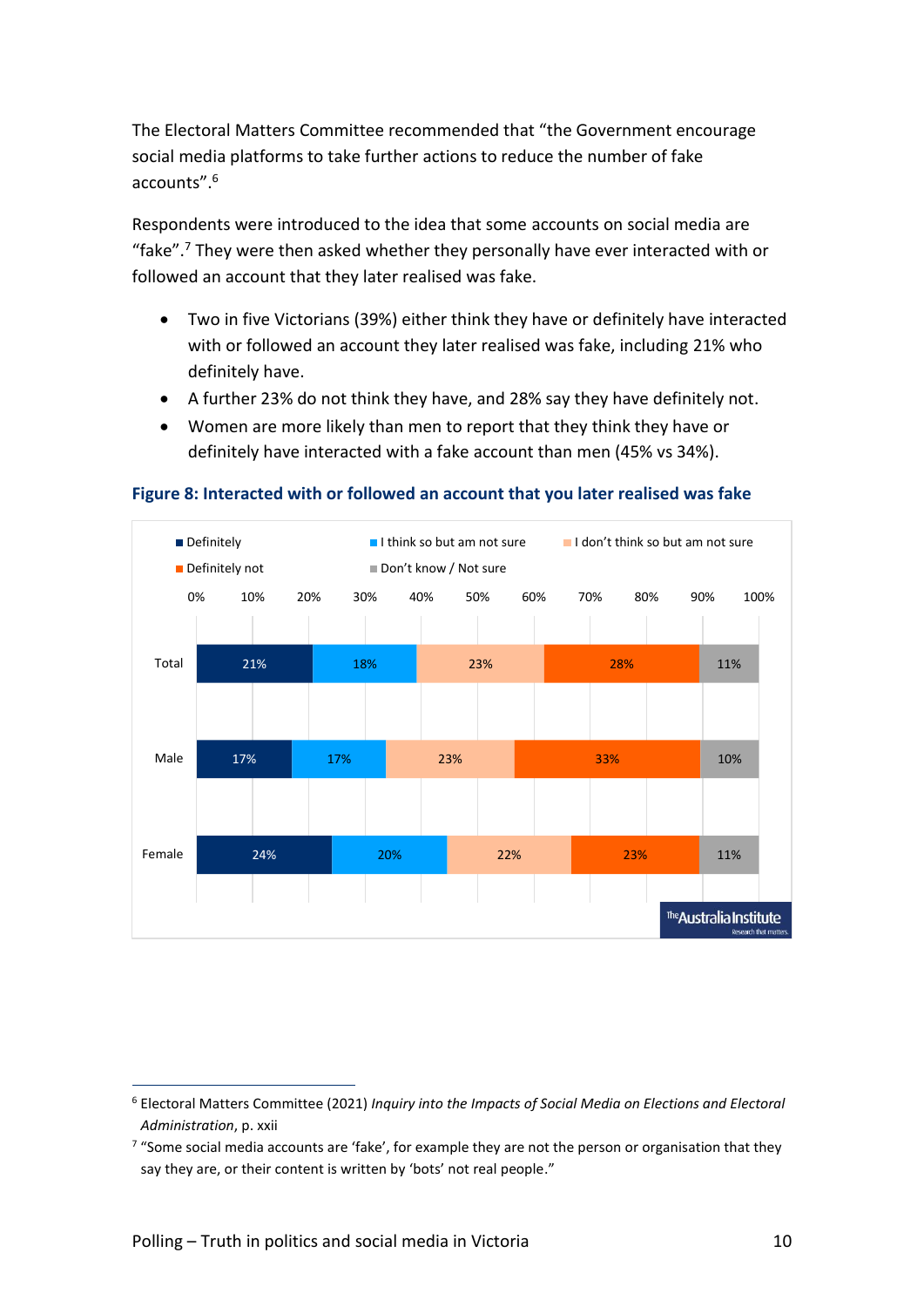The Electoral Matters Committee recommended that “the Government encourage social media platforms to take further actions to reduce the number of fake accounts”.[6]

Respondents were introduced to the idea that some accounts on social media are “fake”.[7] They were then asked whether they personally have ever interacted with or followed an account that they later realised was fake.

- Two in five Victorians (39%) either think they have or definitely have interacted with or followed an account they later realised was fake, including 21% who definitely have.
- A further 23% do not think they have, and 28% say they have definitely not.
- Women are more likely than men to report that they think they have or definitely have interacted with a fake account than men (45% vs 34%).

**Figure 8: Interacted with or followed an account that you later realised was fake**

| | Definitely | I think so but am not sure | I don’t think so but am not sure | Definitely not | Don’t know / Not sure |
|---|---|---|---|---|---|
| Total | 21% | 18% | 23% | 28% | 11% |
| Male | 17% | 17% | 23% | 33% | 10% |
| Female | 24% | 20% | 22% | 23% | 11% |

---

[6] Electoral Matters Committee (2021) *Inquiry into the Impacts of Social Media on Elections and Electoral Administration*, p. xxii

[7] “Some social media accounts are ‘fake’, for example they are not the person or organisation that they say they are, or their content is written by ‘bots’ not real people.”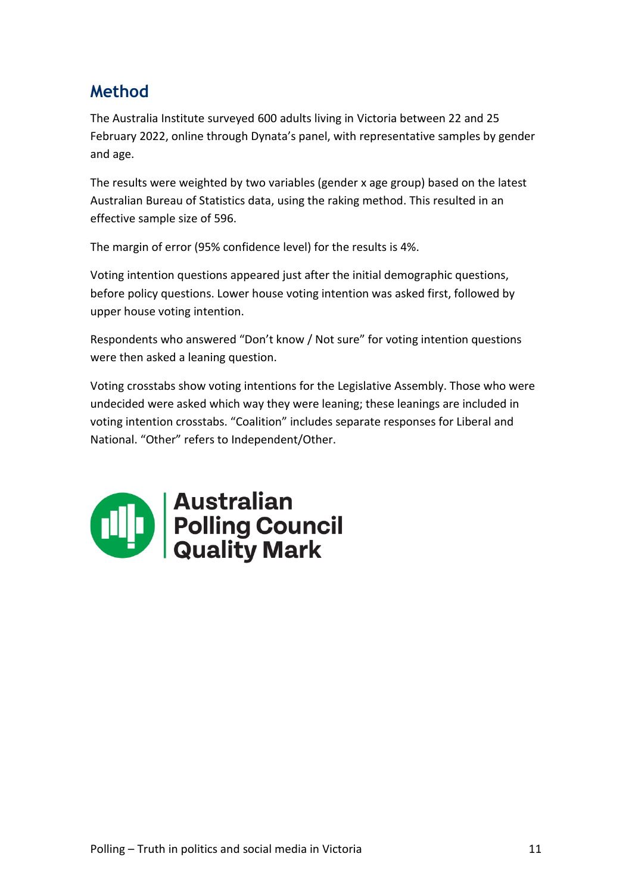## Method

The Australia Institute surveyed 600 adults living in Victoria between 22 and 25 February 2022, online through Dynata's panel, with representative samples by gender and age.

The results were weighted by two variables (gender x age group) based on the latest Australian Bureau of Statistics data, using the raking method. This resulted in an effective sample size of 596.

The margin of error (95% confidence level) for the results is 4%.

Voting intention questions appeared just after the initial demographic questions, before policy questions. Lower house voting intention was asked first, followed by upper house voting intention.

Respondents who answered "Don't know / Not sure" for voting intention questions were then asked a leaning question.

Voting crosstabs show voting intentions for the Legislative Assembly. Those who were undecided were asked which way they were leaning; these leanings are included in voting intention crosstabs. "Coalition" includes separate responses for Liberal and National. "Other" refers to Independent/Other.

Australian Polling Council Quality Mark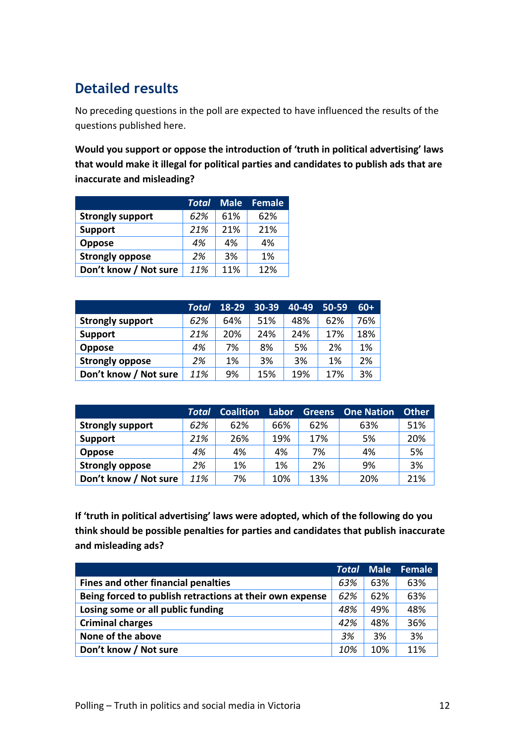## Detailed results

No preceding questions in the poll are expected to have influenced the results of the questions published here.

**Would you support or oppose the introduction of 'truth in political advertising' laws that would make it illegal for political parties and candidates to publish ads that are inaccurate and misleading?**

| | *Total* | Male | Female |
|---|---|---|---|
| **Strongly support** | *62%* | 61% | 62% |
| **Support** | *21%* | 21% | 21% |
| **Oppose** | *4%* | 4% | 4% |
| **Strongly oppose** | *2%* | 3% | 1% |
| **Don't know / Not sure** | *11%* | 11% | 12% |

| | *Total* | 18-29 | 30-39 | 40-49 | 50-59 | 60+ |
|---|---|---|---|---|---|---|
| **Strongly support** | *62%* | 64% | 51% | 48% | 62% | 76% |
| **Support** | *21%* | 20% | 24% | 24% | 17% | 18% |
| **Oppose** | *4%* | 7% | 8% | 5% | 2% | 1% |
| **Strongly oppose** | *2%* | 1% | 3% | 3% | 1% | 2% |
| **Don't know / Not sure** | *11%* | 9% | 15% | 19% | 17% | 3% |

| | *Total* | Coalition | Labor | Greens | One Nation | Other |
|---|---|---|---|---|---|---|
| **Strongly support** | *62%* | 62% | 66% | 62% | 63% | 51% |
| **Support** | *21%* | 26% | 19% | 17% | 5% | 20% |
| **Oppose** | *4%* | 4% | 4% | 7% | 4% | 5% |
| **Strongly oppose** | *2%* | 1% | 1% | 2% | 9% | 3% |
| **Don't know / Not sure** | *11%* | 7% | 10% | 13% | 20% | 21% |

**If 'truth in political advertising' laws were adopted, which of the following do you think should be possible penalties for parties and candidates that publish inaccurate and misleading ads?**

| | *Total* | Male | Female |
|---|---|---|---|
| **Fines and other financial penalties** | *63%* | 63% | 63% |
| **Being forced to publish retractions at their own expense** | *62%* | 62% | 63% |
| **Losing some or all public funding** | *48%* | 49% | 48% |
| **Criminal charges** | *42%* | 48% | 36% |
| **None of the above** | *3%* | 3% | 3% |
| **Don't know / Not sure** | *10%* | 10% | 11% |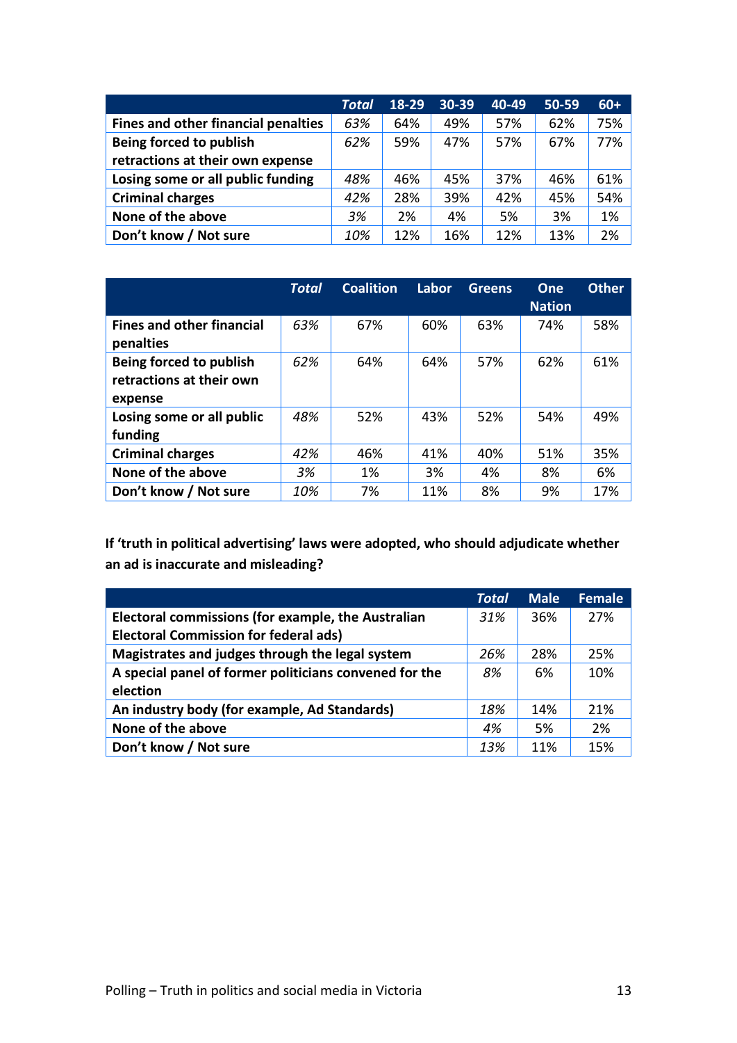| | *Total* | 18-29 | 30-39 | 40-49 | 50-59 | 60+ |
|---|---|---|---|---|---|---|
| **Fines and other financial penalties** | *63%* | 64% | 49% | 57% | 62% | 75% |
| **Being forced to publish retractions at their own expense** | *62%* | 59% | 47% | 57% | 67% | 77% |
| **Losing some or all public funding** | *48%* | 46% | 45% | 37% | 46% | 61% |
| **Criminal charges** | *42%* | 28% | 39% | 42% | 45% | 54% |
| **None of the above** | *3%* | 2% | 4% | 5% | 3% | 1% |
| **Don't know / Not sure** | *10%* | 12% | 16% | 12% | 13% | 2% |

| | *Total* | Coalition | Labor | Greens | One Nation | Other |
|---|---|---|---|---|---|---|
| **Fines and other financial penalties** | *63%* | 67% | 60% | 63% | 74% | 58% |
| **Being forced to publish retractions at their own expense** | *62%* | 64% | 64% | 57% | 62% | 61% |
| **Losing some or all public funding** | *48%* | 52% | 43% | 52% | 54% | 49% |
| **Criminal charges** | *42%* | 46% | 41% | 40% | 51% | 35% |
| **None of the above** | *3%* | 1% | 3% | 4% | 8% | 6% |
| **Don't know / Not sure** | *10%* | 7% | 11% | 8% | 9% | 17% |

**If 'truth in political advertising' laws were adopted, who should adjudicate whether an ad is inaccurate and misleading?**

| | *Total* | Male | Female |
|---|---|---|---|
| **Electoral commissions (for example, the Australian Electoral Commission for federal ads)** | *31%* | 36% | 27% |
| **Magistrates and judges through the legal system** | *26%* | 28% | 25% |
| **A special panel of former politicians convened for the election** | *8%* | 6% | 10% |
| **An industry body (for example, Ad Standards)** | *18%* | 14% | 21% |
| **None of the above** | *4%* | 5% | 2% |
| **Don't know / Not sure** | *13%* | 11% | 15% |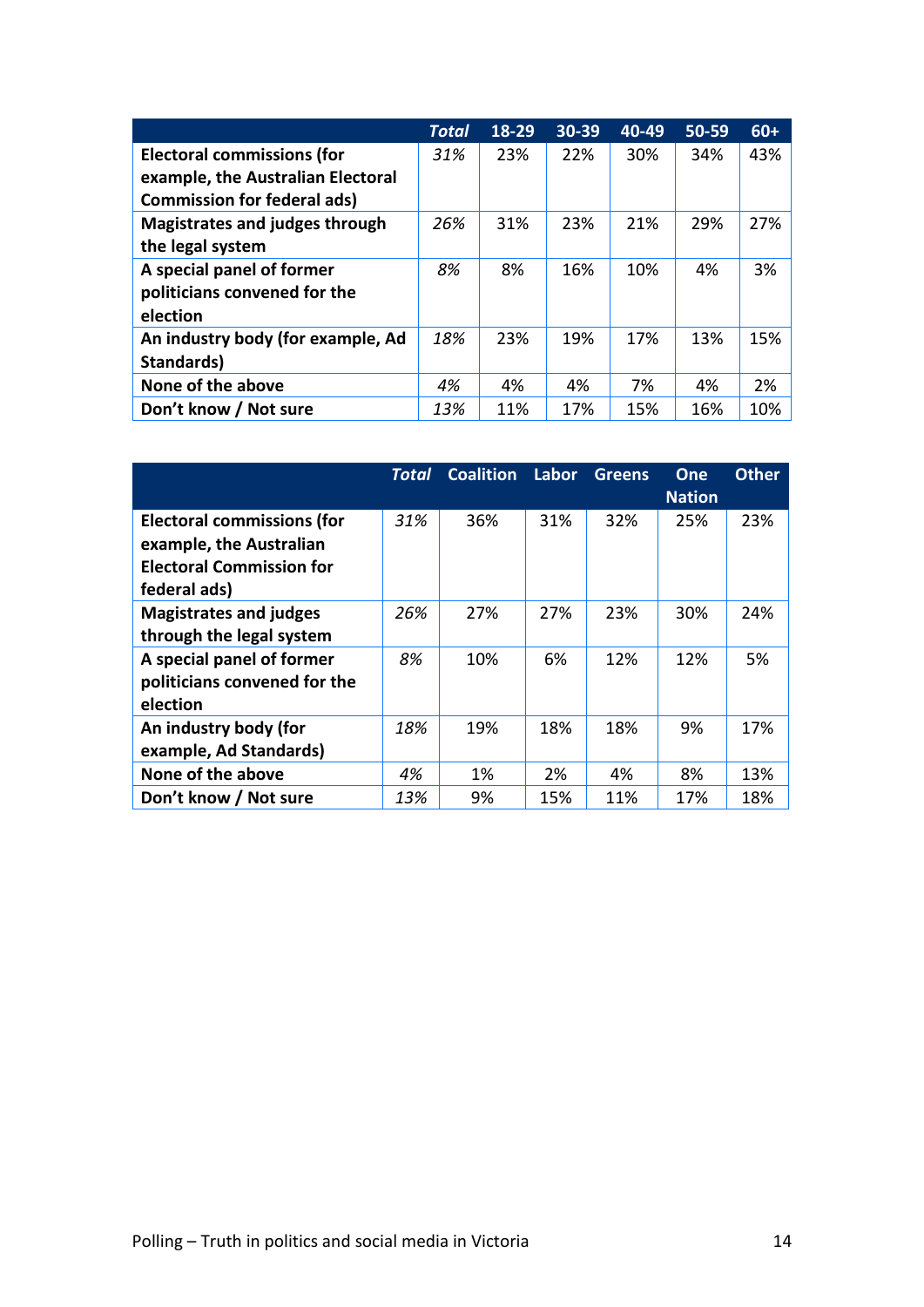| | *Total* | 18-29 | 30-39 | 40-49 | 50-59 | 60+ |
|---|---|---|---|---|---|---|
| **Electoral commissions (for example, the Australian Electoral Commission for federal ads)** | *31%* | 23% | 22% | 30% | 34% | 43% |
| **Magistrates and judges through the legal system** | *26%* | 31% | 23% | 21% | 29% | 27% |
| **A special panel of former politicians convened for the election** | *8%* | 8% | 16% | 10% | 4% | 3% |
| **An industry body (for example, Ad Standards)** | *18%* | 23% | 19% | 17% | 13% | 15% |
| **None of the above** | *4%* | 4% | 4% | 7% | 4% | 2% |
| **Don't know / Not sure** | *13%* | 11% | 17% | 15% | 16% | 10% |

| | *Total* | Coalition | Labor | Greens | One Nation | Other |
|---|---|---|---|---|---|---|
| **Electoral commissions (for example, the Australian Electoral Commission for federal ads)** | *31%* | 36% | 31% | 32% | 25% | 23% |
| **Magistrates and judges through the legal system** | *26%* | 27% | 27% | 23% | 30% | 24% |
| **A special panel of former politicians convened for the election** | *8%* | 10% | 6% | 12% | 12% | 5% |
| **An industry body (for example, Ad Standards)** | *18%* | 19% | 18% | 18% | 9% | 17% |
| **None of the above** | *4%* | 1% | 2% | 4% | 8% | 13% |
| **Don't know / Not sure** | *13%* | 9% | 15% | 11% | 17% | 18% |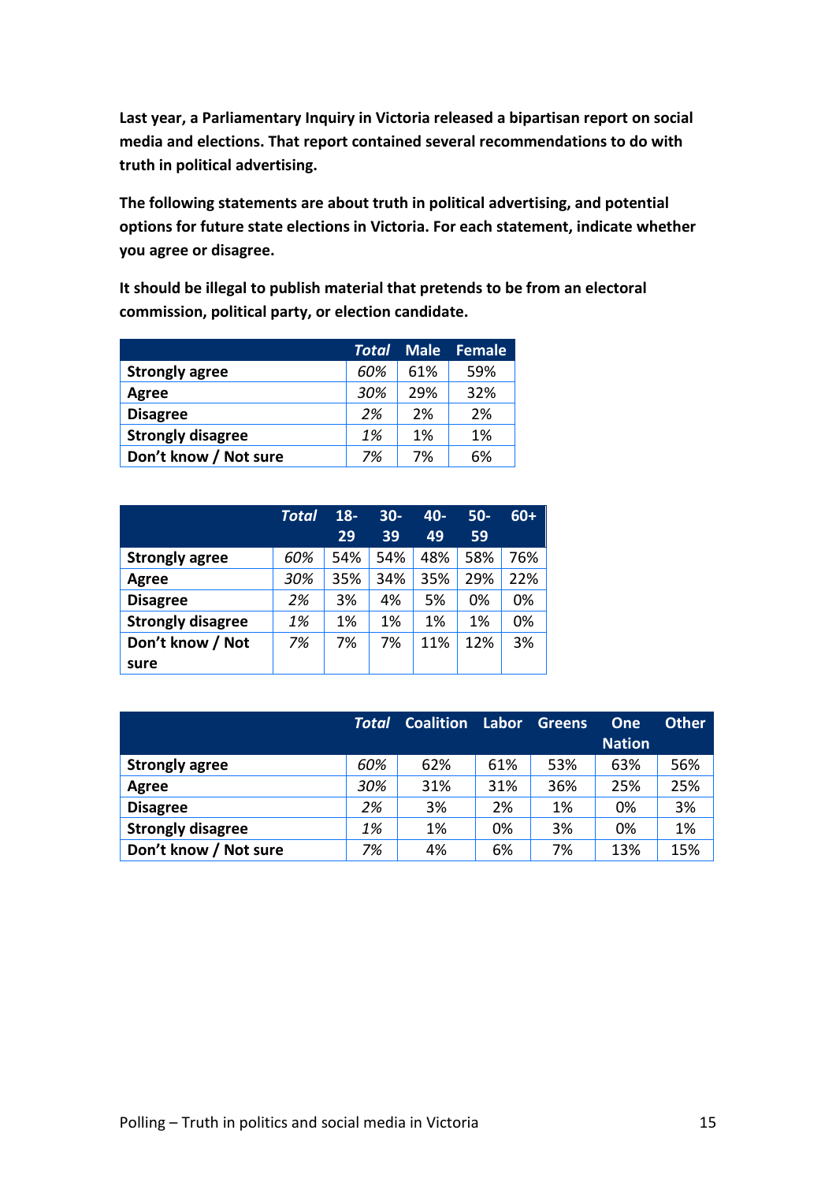**Last year, a Parliamentary Inquiry in Victoria released a bipartisan report on social media and elections. That report contained several recommendations to do with truth in political advertising.**

**The following statements are about truth in political advertising, and potential options for future state elections in Victoria. For each statement, indicate whether you agree or disagree.**

**It should be illegal to publish material that pretends to be from an electoral commission, political party, or election candidate.**

| | *Total* | Male | Female |
|---|---|---|---|
| **Strongly agree** | *60%* | 61% | 59% |
| **Agree** | *30%* | 29% | 32% |
| **Disagree** | *2%* | 2% | 2% |
| **Strongly disagree** | *1%* | 1% | 1% |
| **Don't know / Not sure** | *7%* | 7% | 6% |

| | *Total* | 18-29 | 30-39 | 40-49 | 50-59 | 60+ |
|---|---|---|---|---|---|---|
| **Strongly agree** | *60%* | 54% | 54% | 48% | 58% | 76% |
| **Agree** | *30%* | 35% | 34% | 35% | 29% | 22% |
| **Disagree** | *2%* | 3% | 4% | 5% | 0% | 0% |
| **Strongly disagree** | *1%* | 1% | 1% | 1% | 1% | 0% |
| **Don't know / Not sure** | *7%* | 7% | 7% | 11% | 12% | 3% |

| | *Total* | Coalition | Labor | Greens | One Nation | Other |
|---|---|---|---|---|---|---|
| **Strongly agree** | *60%* | 62% | 61% | 53% | 63% | 56% |
| **Agree** | *30%* | 31% | 31% | 36% | 25% | 25% |
| **Disagree** | *2%* | 3% | 2% | 1% | 0% | 3% |
| **Strongly disagree** | *1%* | 1% | 0% | 3% | 0% | 1% |
| **Don't know / Not sure** | *7%* | 4% | 6% | 7% | 13% | 15% |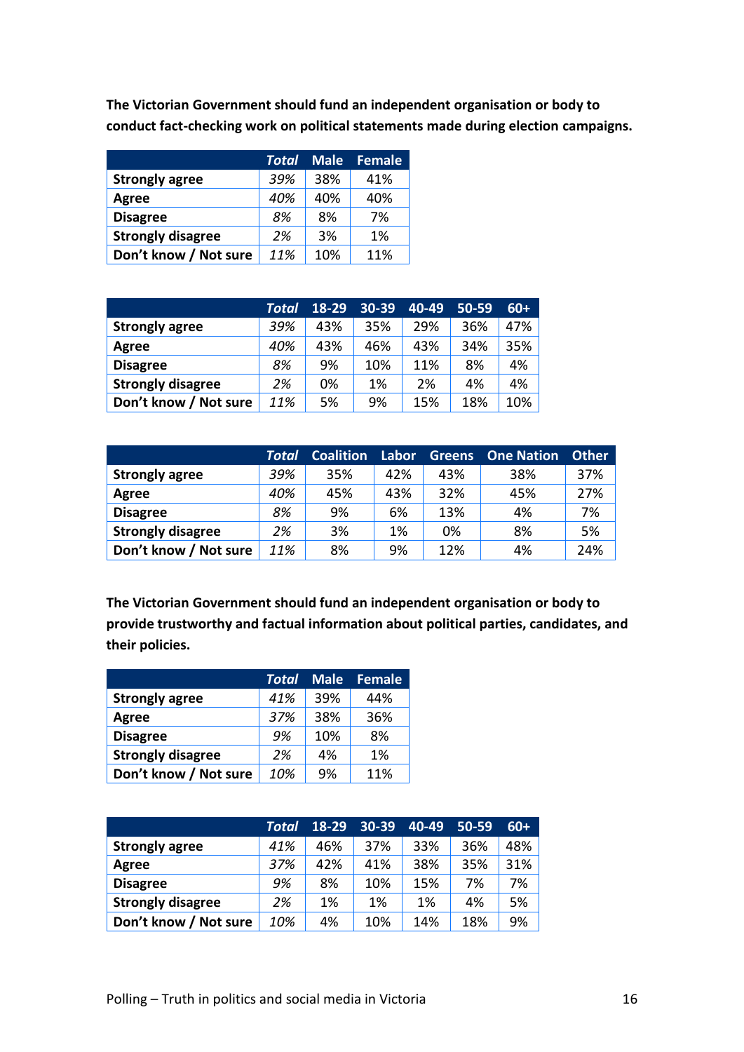**The Victorian Government should fund an independent organisation or body to conduct fact-checking work on political statements made during election campaigns.**

| | *Total* | Male | Female |
|---|---|---|---|
| **Strongly agree** | *39%* | 38% | 41% |
| **Agree** | *40%* | 40% | 40% |
| **Disagree** | *8%* | 8% | 7% |
| **Strongly disagree** | *2%* | 3% | 1% |
| **Don't know / Not sure** | *11%* | 10% | 11% |

| | *Total* | 18-29 | 30-39 | 40-49 | 50-59 | 60+ |
|---|---|---|---|---|---|---|
| **Strongly agree** | *39%* | 43% | 35% | 29% | 36% | 47% |
| **Agree** | *40%* | 43% | 46% | 43% | 34% | 35% |
| **Disagree** | *8%* | 9% | 10% | 11% | 8% | 4% |
| **Strongly disagree** | *2%* | 0% | 1% | 2% | 4% | 4% |
| **Don't know / Not sure** | *11%* | 5% | 9% | 15% | 18% | 10% |

| | *Total* | Coalition | Labor | Greens | One Nation | Other |
|---|---|---|---|---|---|---|
| **Strongly agree** | *39%* | 35% | 42% | 43% | 38% | 37% |
| **Agree** | *40%* | 45% | 43% | 32% | 45% | 27% |
| **Disagree** | *8%* | 9% | 6% | 13% | 4% | 7% |
| **Strongly disagree** | *2%* | 3% | 1% | 0% | 8% | 5% |
| **Don't know / Not sure** | *11%* | 8% | 9% | 12% | 4% | 24% |

**The Victorian Government should fund an independent organisation or body to provide trustworthy and factual information about political parties, candidates, and their policies.**

| | *Total* | Male | Female |
|---|---|---|---|
| **Strongly agree** | *41%* | 39% | 44% |
| **Agree** | *37%* | 38% | 36% |
| **Disagree** | *9%* | 10% | 8% |
| **Strongly disagree** | *2%* | 4% | 1% |
| **Don't know / Not sure** | *10%* | 9% | 11% |

| | *Total* | 18-29 | 30-39 | 40-49 | 50-59 | 60+ |
|---|---|---|---|---|---|---|
| **Strongly agree** | *41%* | 46% | 37% | 33% | 36% | 48% |
| **Agree** | *37%* | 42% | 41% | 38% | 35% | 31% |
| **Disagree** | *9%* | 8% | 10% | 15% | 7% | 7% |
| **Strongly disagree** | *2%* | 1% | 1% | 1% | 4% | 5% |
| **Don't know / Not sure** | *10%* | 4% | 10% | 14% | 18% | 9% |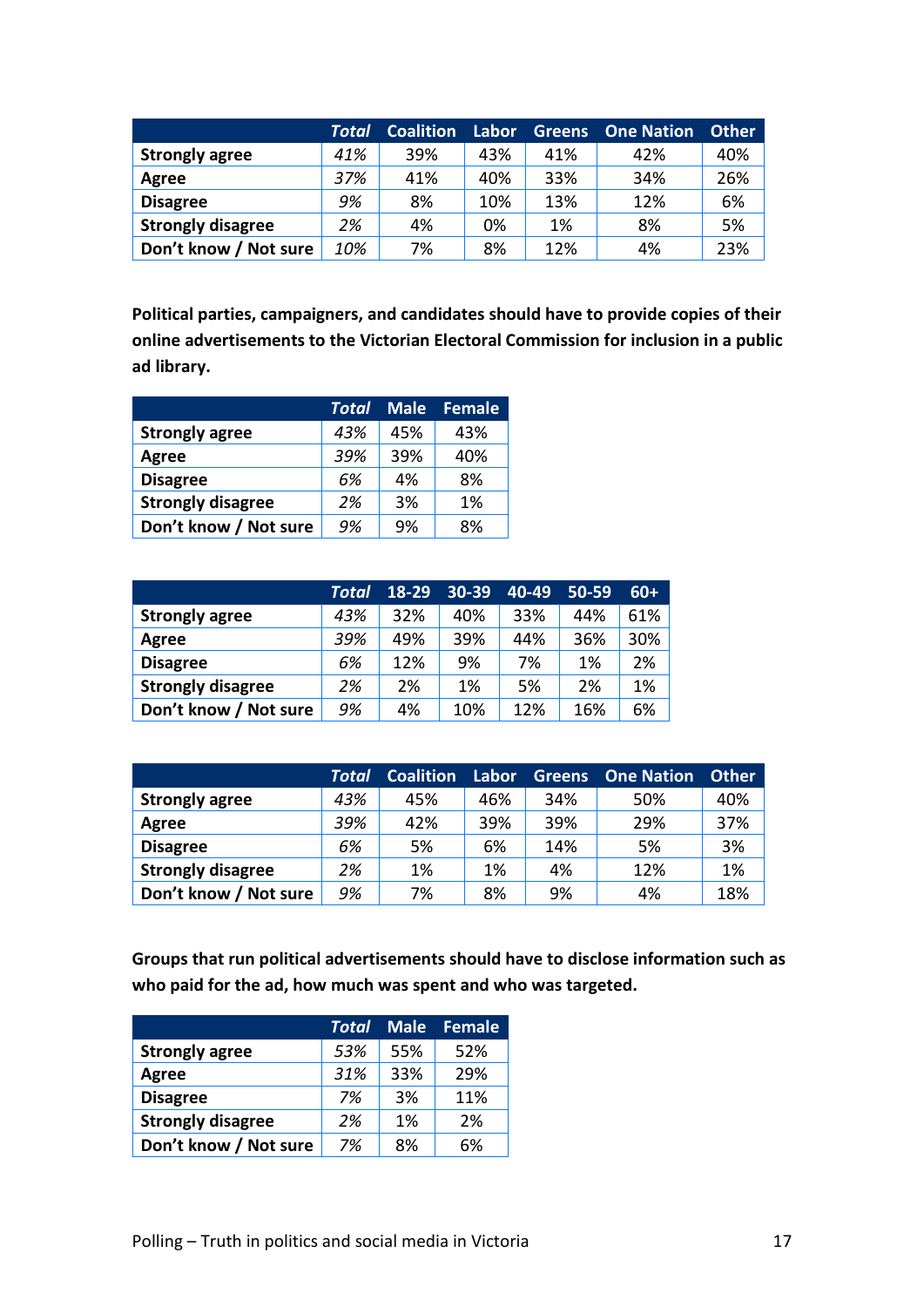| | *Total* | Coalition | Labor | Greens | One Nation | Other |
|---|---|---|---|---|---|---|
| **Strongly agree** | *41%* | 39% | 43% | 41% | 42% | 40% |
| **Agree** | *37%* | 41% | 40% | 33% | 34% | 26% |
| **Disagree** | *9%* | 8% | 10% | 13% | 12% | 6% |
| **Strongly disagree** | *2%* | 4% | 0% | 1% | 8% | 5% |
| **Don't know / Not sure** | *10%* | 7% | 8% | 12% | 4% | 23% |

**Political parties, campaigners, and candidates should have to provide copies of their online advertisements to the Victorian Electoral Commission for inclusion in a public ad library.**

| | *Total* | Male | Female |
|---|---|---|---|
| **Strongly agree** | *43%* | 45% | 43% |
| **Agree** | *39%* | 39% | 40% |
| **Disagree** | *6%* | 4% | 8% |
| **Strongly disagree** | *2%* | 3% | 1% |
| **Don't know / Not sure** | *9%* | 9% | 8% |

| | *Total* | 18-29 | 30-39 | 40-49 | 50-59 | 60+ |
|---|---|---|---|---|---|---|
| **Strongly agree** | *43%* | 32% | 40% | 33% | 44% | 61% |
| **Agree** | *39%* | 49% | 39% | 44% | 36% | 30% |
| **Disagree** | *6%* | 12% | 9% | 7% | 1% | 2% |
| **Strongly disagree** | *2%* | 2% | 1% | 5% | 2% | 1% |
| **Don't know / Not sure** | *9%* | 4% | 10% | 12% | 16% | 6% |

| | *Total* | Coalition | Labor | Greens | One Nation | Other |
|---|---|---|---|---|---|---|
| **Strongly agree** | *43%* | 45% | 46% | 34% | 50% | 40% |
| **Agree** | *39%* | 42% | 39% | 39% | 29% | 37% |
| **Disagree** | *6%* | 5% | 6% | 14% | 5% | 3% |
| **Strongly disagree** | *2%* | 1% | 1% | 4% | 12% | 1% |
| **Don't know / Not sure** | *9%* | 7% | 8% | 9% | 4% | 18% |

**Groups that run political advertisements should have to disclose information such as who paid for the ad, how much was spent and who was targeted.**

| | *Total* | Male | Female |
|---|---|---|---|
| **Strongly agree** | *53%* | 55% | 52% |
| **Agree** | *31%* | 33% | 29% |
| **Disagree** | *7%* | 3% | 11% |
| **Strongly disagree** | *2%* | 1% | 2% |
| **Don't know / Not sure** | *7%* | 8% | 6% |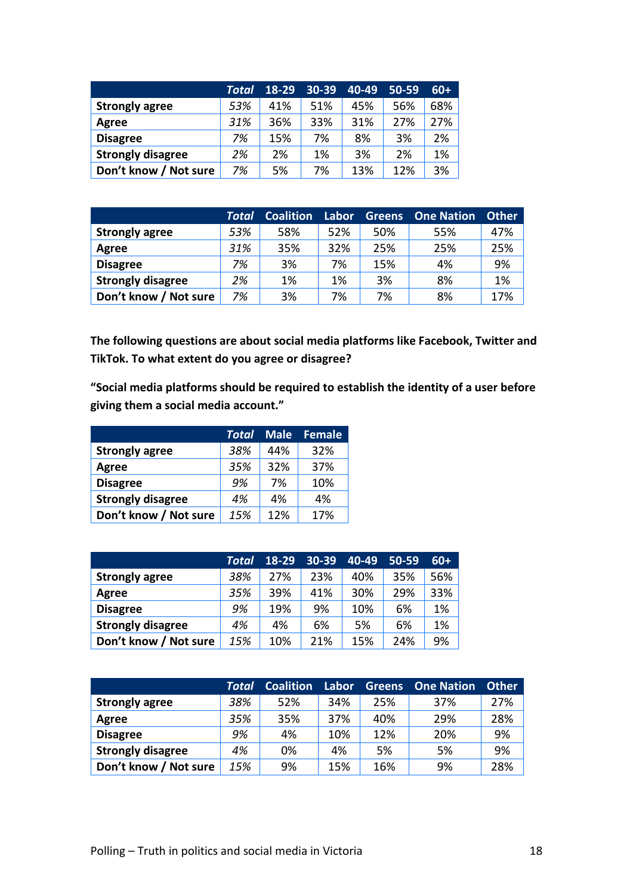| | *Total* | 18-29 | 30-39 | 40-49 | 50-59 | 60+ |
|---|---|---|---|---|---|---|
| **Strongly agree** | *53%* | 41% | 51% | 45% | 56% | 68% |
| **Agree** | *31%* | 36% | 33% | 31% | 27% | 27% |
| **Disagree** | *7%* | 15% | 7% | 8% | 3% | 2% |
| **Strongly disagree** | *2%* | 2% | 1% | 3% | 2% | 1% |
| **Don't know / Not sure** | *7%* | 5% | 7% | 13% | 12% | 3% |

| | *Total* | Coalition | Labor | Greens | One Nation | Other |
|---|---|---|---|---|---|---|
| **Strongly agree** | *53%* | 58% | 52% | 50% | 55% | 47% |
| **Agree** | *31%* | 35% | 32% | 25% | 25% | 25% |
| **Disagree** | *7%* | 3% | 7% | 15% | 4% | 9% |
| **Strongly disagree** | *2%* | 1% | 1% | 3% | 8% | 1% |
| **Don't know / Not sure** | *7%* | 3% | 7% | 7% | 8% | 17% |

**The following questions are about social media platforms like Facebook, Twitter and TikTok. To what extent do you agree or disagree?**

**"Social media platforms should be required to establish the identity of a user before giving them a social media account."**

| | *Total* | Male | Female |
|---|---|---|---|
| **Strongly agree** | *38%* | 44% | 32% |
| **Agree** | *35%* | 32% | 37% |
| **Disagree** | *9%* | 7% | 10% |
| **Strongly disagree** | *4%* | 4% | 4% |
| **Don't know / Not sure** | *15%* | 12% | 17% |

| | *Total* | 18-29 | 30-39 | 40-49 | 50-59 | 60+ |
|---|---|---|---|---|---|---|
| **Strongly agree** | *38%* | 27% | 23% | 40% | 35% | 56% |
| **Agree** | *35%* | 39% | 41% | 30% | 29% | 33% |
| **Disagree** | *9%* | 19% | 9% | 10% | 6% | 1% |
| **Strongly disagree** | *4%* | 4% | 6% | 5% | 6% | 1% |
| **Don't know / Not sure** | *15%* | 10% | 21% | 15% | 24% | 9% |

| | *Total* | Coalition | Labor | Greens | One Nation | Other |
|---|---|---|---|---|---|---|
| **Strongly agree** | *38%* | 52% | 34% | 25% | 37% | 27% |
| **Agree** | *35%* | 35% | 37% | 40% | 29% | 28% |
| **Disagree** | *9%* | 4% | 10% | 12% | 20% | 9% |
| **Strongly disagree** | *4%* | 0% | 4% | 5% | 5% | 9% |
| **Don't know / Not sure** | *15%* | 9% | 15% | 16% | 9% | 28% |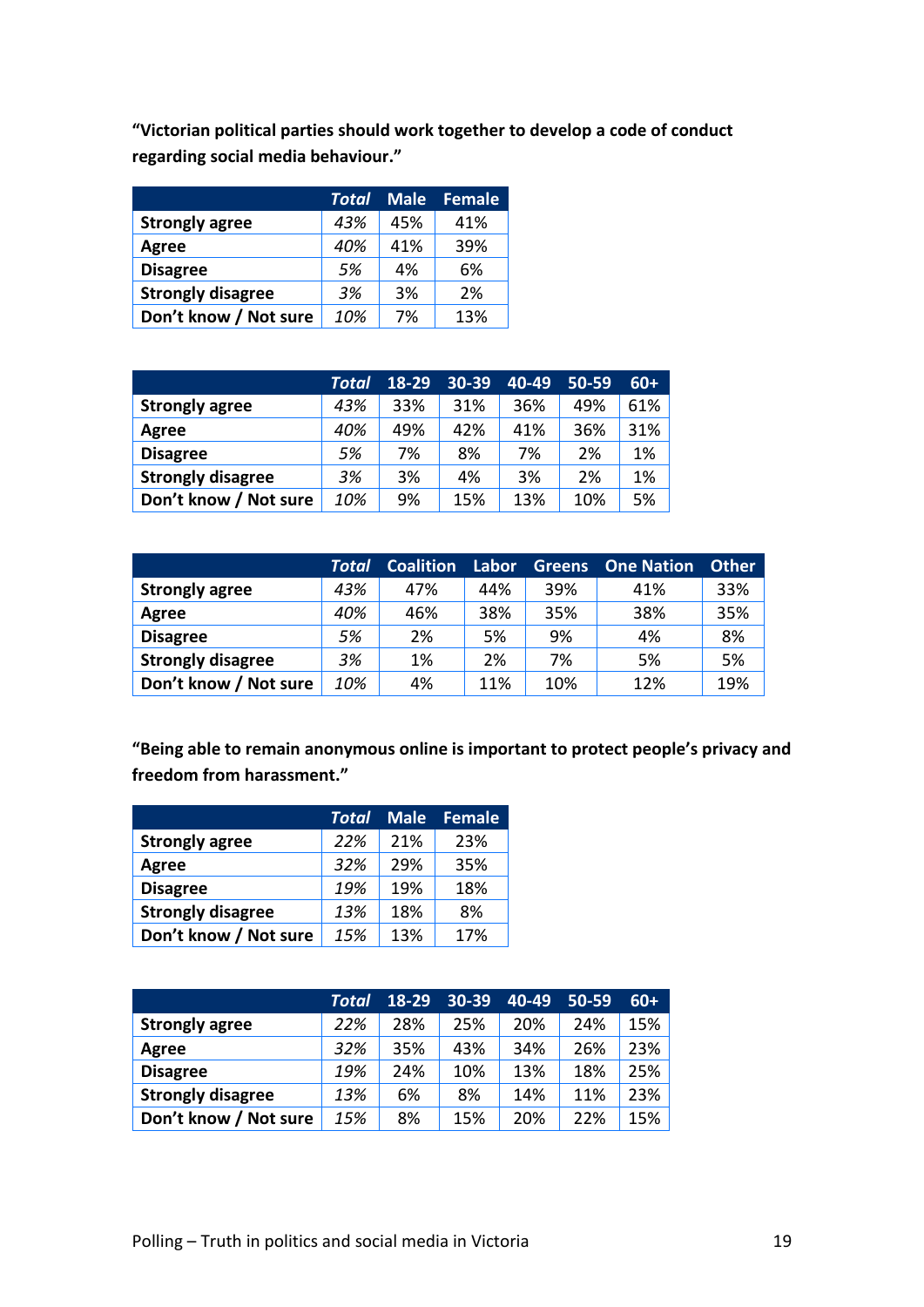**"Victorian political parties should work together to develop a code of conduct regarding social media behaviour."**

| | *Total* | Male | Female |
|---|---|---|---|
| **Strongly agree** | *43%* | 45% | 41% |
| **Agree** | *40%* | 41% | 39% |
| **Disagree** | *5%* | 4% | 6% |
| **Strongly disagree** | *3%* | 3% | 2% |
| **Don't know / Not sure** | *10%* | 7% | 13% |

| | *Total* | 18-29 | 30-39 | 40-49 | 50-59 | 60+ |
|---|---|---|---|---|---|---|
| **Strongly agree** | *43%* | 33% | 31% | 36% | 49% | 61% |
| **Agree** | *40%* | 49% | 42% | 41% | 36% | 31% |
| **Disagree** | *5%* | 7% | 8% | 7% | 2% | 1% |
| **Strongly disagree** | *3%* | 3% | 4% | 3% | 2% | 1% |
| **Don't know / Not sure** | *10%* | 9% | 15% | 13% | 10% | 5% |

| | *Total* | Coalition | Labor | Greens | One Nation | Other |
|---|---|---|---|---|---|---|
| **Strongly agree** | *43%* | 47% | 44% | 39% | 41% | 33% |
| **Agree** | *40%* | 46% | 38% | 35% | 38% | 35% |
| **Disagree** | *5%* | 2% | 5% | 9% | 4% | 8% |
| **Strongly disagree** | *3%* | 1% | 2% | 7% | 5% | 5% |
| **Don't know / Not sure** | *10%* | 4% | 11% | 10% | 12% | 19% |

**"Being able to remain anonymous online is important to protect people's privacy and freedom from harassment."**

| | *Total* | Male | Female |
|---|---|---|---|
| **Strongly agree** | *22%* | 21% | 23% |
| **Agree** | *32%* | 29% | 35% |
| **Disagree** | *19%* | 19% | 18% |
| **Strongly disagree** | *13%* | 18% | 8% |
| **Don't know / Not sure** | *15%* | 13% | 17% |

| | *Total* | 18-29 | 30-39 | 40-49 | 50-59 | 60+ |
|---|---|---|---|---|---|---|
| **Strongly agree** | *22%* | 28% | 25% | 20% | 24% | 15% |
| **Agree** | *32%* | 35% | 43% | 34% | 26% | 23% |
| **Disagree** | *19%* | 24% | 10% | 13% | 18% | 25% |
| **Strongly disagree** | *13%* | 6% | 8% | 14% | 11% | 23% |
| **Don't know / Not sure** | *15%* | 8% | 15% | 20% | 22% | 15% |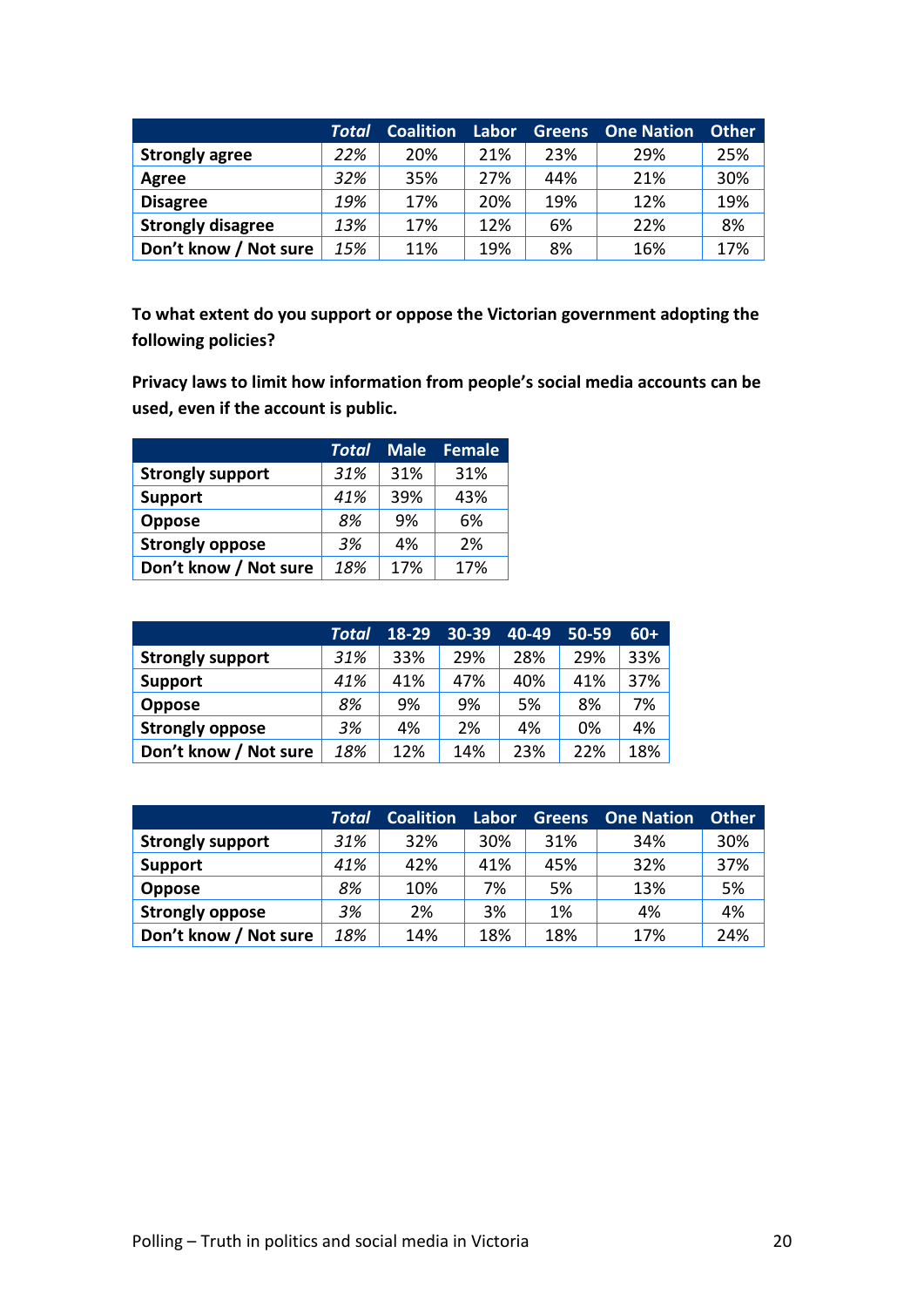| | *Total* | Coalition | Labor | Greens | One Nation | Other |
|---|---|---|---|---|---|---|
| **Strongly agree** | *22%* | 20% | 21% | 23% | 29% | 25% |
| **Agree** | *32%* | 35% | 27% | 44% | 21% | 30% |
| **Disagree** | *19%* | 17% | 20% | 19% | 12% | 19% |
| **Strongly disagree** | *13%* | 17% | 12% | 6% | 22% | 8% |
| **Don't know / Not sure** | *15%* | 11% | 19% | 8% | 16% | 17% |

**To what extent do you support or oppose the Victorian government adopting the following policies?**

**Privacy laws to limit how information from people's social media accounts can be used, even if the account is public.**

| | *Total* | Male | Female |
|---|---|---|---|
| **Strongly support** | *31%* | 31% | 31% |
| **Support** | *41%* | 39% | 43% |
| **Oppose** | *8%* | 9% | 6% |
| **Strongly oppose** | *3%* | 4% | 2% |
| **Don't know / Not sure** | *18%* | 17% | 17% |

| | *Total* | 18-29 | 30-39 | 40-49 | 50-59 | 60+ |
|---|---|---|---|---|---|---|
| **Strongly support** | *31%* | 33% | 29% | 28% | 29% | 33% |
| **Support** | *41%* | 41% | 47% | 40% | 41% | 37% |
| **Oppose** | *8%* | 9% | 9% | 5% | 8% | 7% |
| **Strongly oppose** | *3%* | 4% | 2% | 4% | 0% | 4% |
| **Don't know / Not sure** | *18%* | 12% | 14% | 23% | 22% | 18% |

| | *Total* | Coalition | Labor | Greens | One Nation | Other |
|---|---|---|---|---|---|---|
| **Strongly support** | *31%* | 32% | 30% | 31% | 34% | 30% |
| **Support** | *41%* | 42% | 41% | 45% | 32% | 37% |
| **Oppose** | *8%* | 10% | 7% | 5% | 13% | 5% |
| **Strongly oppose** | *3%* | 2% | 3% | 1% | 4% | 4% |
| **Don't know / Not sure** | *18%* | 14% | 18% | 18% | 17% | 24% |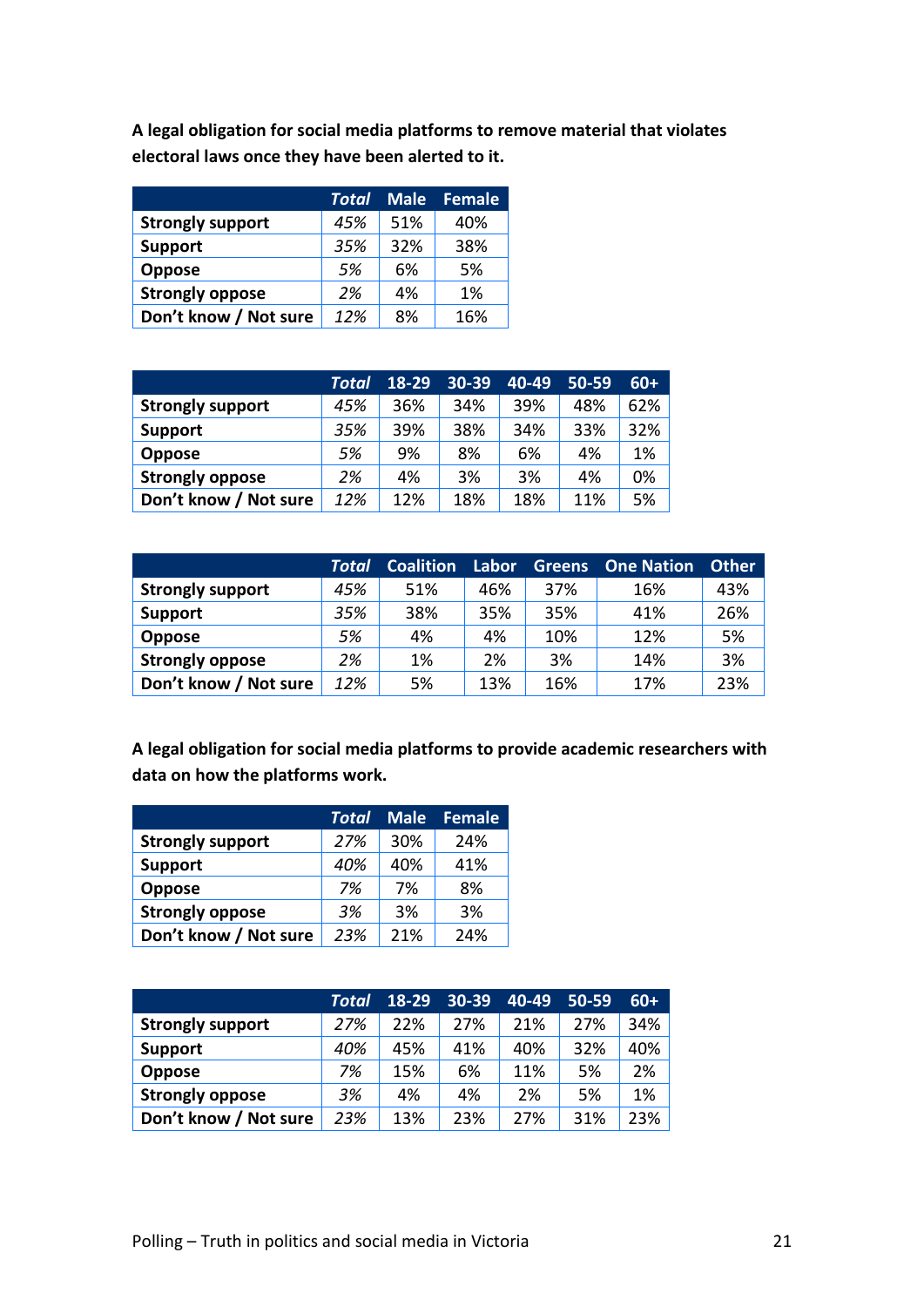**A legal obligation for social media platforms to remove material that violates electoral laws once they have been alerted to it.**

| | *Total* | Male | Female |
|---|---|---|---|
| **Strongly support** | *45%* | 51% | 40% |
| **Support** | *35%* | 32% | 38% |
| **Oppose** | *5%* | 6% | 5% |
| **Strongly oppose** | *2%* | 4% | 1% |
| **Don't know / Not sure** | *12%* | 8% | 16% |

| | *Total* | 18-29 | 30-39 | 40-49 | 50-59 | 60+ |
|---|---|---|---|---|---|---|
| **Strongly support** | *45%* | 36% | 34% | 39% | 48% | 62% |
| **Support** | *35%* | 39% | 38% | 34% | 33% | 32% |
| **Oppose** | *5%* | 9% | 8% | 6% | 4% | 1% |
| **Strongly oppose** | *2%* | 4% | 3% | 3% | 4% | 0% |
| **Don't know / Not sure** | *12%* | 12% | 18% | 18% | 11% | 5% |

| | *Total* | Coalition | Labor | Greens | One Nation | Other |
|---|---|---|---|---|---|---|
| **Strongly support** | *45%* | 51% | 46% | 37% | 16% | 43% |
| **Support** | *35%* | 38% | 35% | 35% | 41% | 26% |
| **Oppose** | *5%* | 4% | 4% | 10% | 12% | 5% |
| **Strongly oppose** | *2%* | 1% | 2% | 3% | 14% | 3% |
| **Don't know / Not sure** | *12%* | 5% | 13% | 16% | 17% | 23% |

**A legal obligation for social media platforms to provide academic researchers with data on how the platforms work.**

| | *Total* | Male | Female |
|---|---|---|---|
| **Strongly support** | *27%* | 30% | 24% |
| **Support** | *40%* | 40% | 41% |
| **Oppose** | *7%* | 7% | 8% |
| **Strongly oppose** | *3%* | 3% | 3% |
| **Don't know / Not sure** | *23%* | 21% | 24% |

| | *Total* | 18-29 | 30-39 | 40-49 | 50-59 | 60+ |
|---|---|---|---|---|---|---|
| **Strongly support** | *27%* | 22% | 27% | 21% | 27% | 34% |
| **Support** | *40%* | 45% | 41% | 40% | 32% | 40% |
| **Oppose** | *7%* | 15% | 6% | 11% | 5% | 2% |
| **Strongly oppose** | *3%* | 4% | 4% | 2% | 5% | 1% |
| **Don't know / Not sure** | *23%* | 13% | 23% | 27% | 31% | 23% |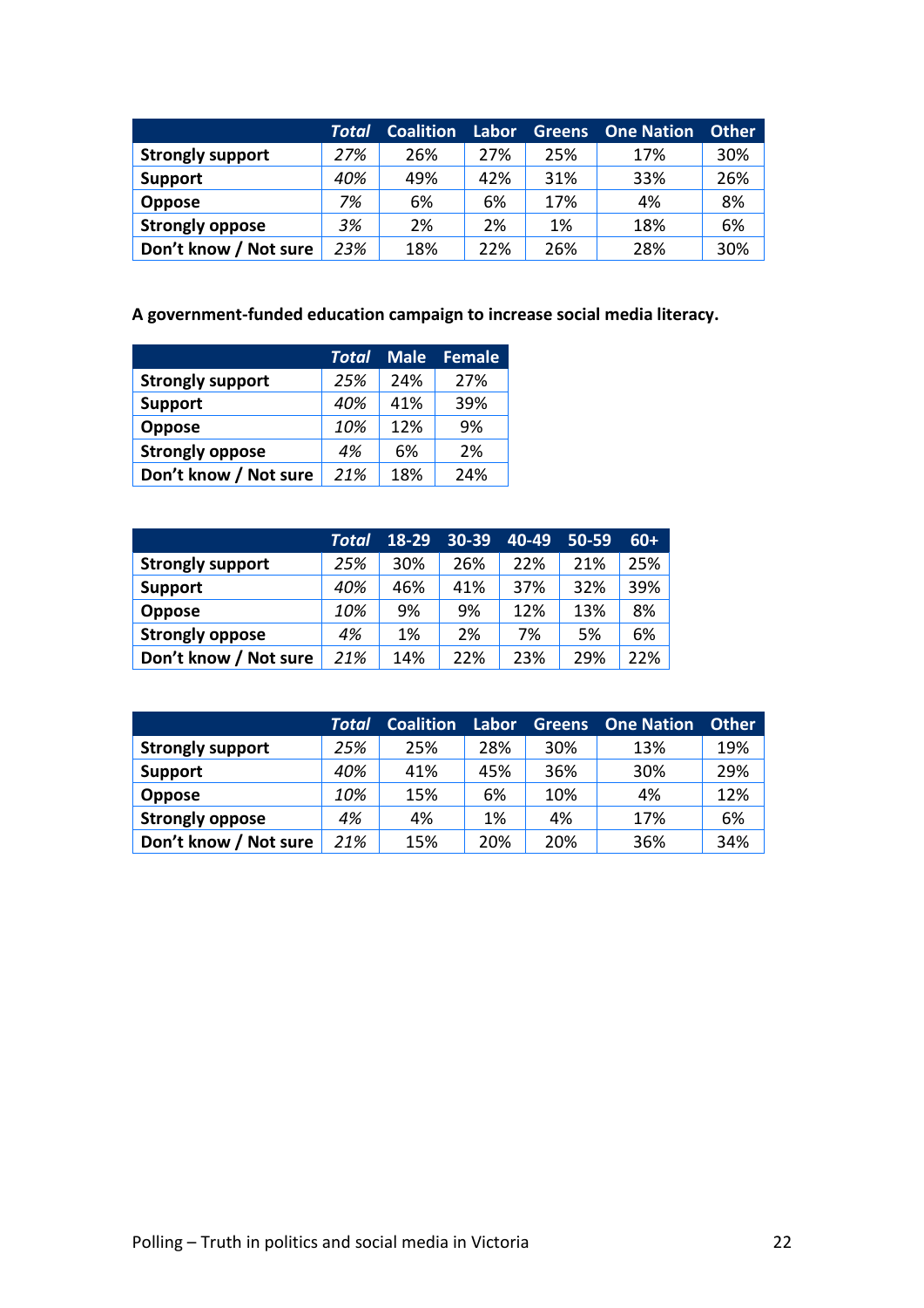| | *Total* | Coalition | Labor | Greens | One Nation | Other |
|---|---|---|---|---|---|---|
| **Strongly support** | *27%* | 26% | 27% | 25% | 17% | 30% |
| **Support** | *40%* | 49% | 42% | 31% | 33% | 26% |
| **Oppose** | *7%* | 6% | 6% | 17% | 4% | 8% |
| **Strongly oppose** | *3%* | 2% | 2% | 1% | 18% | 6% |
| **Don't know / Not sure** | *23%* | 18% | 22% | 26% | 28% | 30% |

**A government-funded education campaign to increase social media literacy.**

| | *Total* | Male | Female |
|---|---|---|---|
| **Strongly support** | *25%* | 24% | 27% |
| **Support** | *40%* | 41% | 39% |
| **Oppose** | *10%* | 12% | 9% |
| **Strongly oppose** | *4%* | 6% | 2% |
| **Don't know / Not sure** | *21%* | 18% | 24% |

| | *Total* | 18-29 | 30-39 | 40-49 | 50-59 | 60+ |
|---|---|---|---|---|---|---|
| **Strongly support** | *25%* | 30% | 26% | 22% | 21% | 25% |
| **Support** | *40%* | 46% | 41% | 37% | 32% | 39% |
| **Oppose** | *10%* | 9% | 9% | 12% | 13% | 8% |
| **Strongly oppose** | *4%* | 1% | 2% | 7% | 5% | 6% |
| **Don't know / Not sure** | *21%* | 14% | 22% | 23% | 29% | 22% |

| | *Total* | Coalition | Labor | Greens | One Nation | Other |
|---|---|---|---|---|---|---|
| **Strongly support** | *25%* | 25% | 28% | 30% | 13% | 19% |
| **Support** | *40%* | 41% | 45% | 36% | 30% | 29% |
| **Oppose** | *10%* | 15% | 6% | 10% | 4% | 12% |
| **Strongly oppose** | *4%* | 4% | 1% | 4% | 17% | 6% |
| **Don't know / Not sure** | *21%* | 15% | 20% | 20% | 36% | 34% |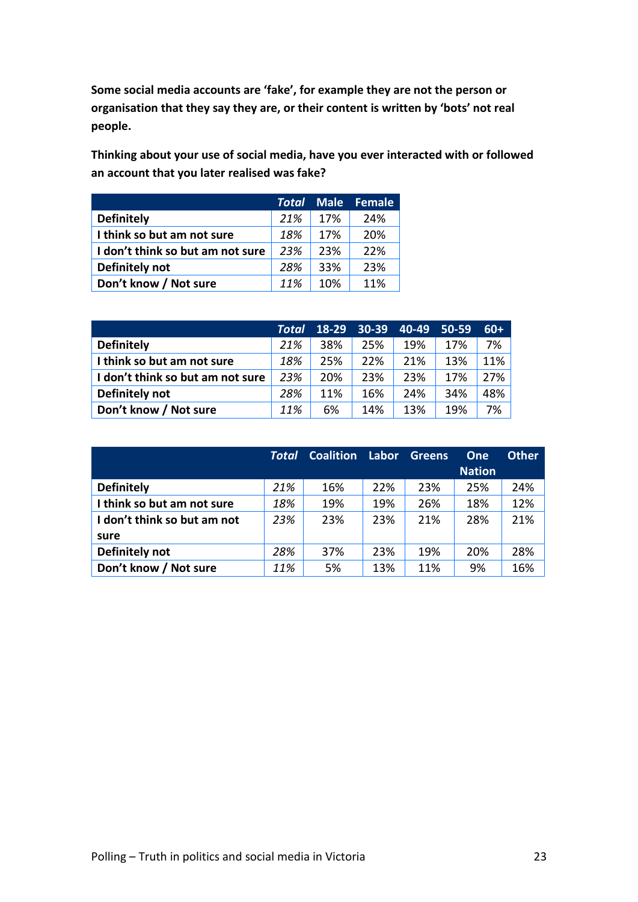**Some social media accounts are 'fake', for example they are not the person or organisation that they say they are, or their content is written by 'bots' not real people.**

**Thinking about your use of social media, have you ever interacted with or followed an account that you later realised was fake?**

| | *Total* | Male | Female |
|---|---|---|---|
| **Definitely** | *21%* | 17% | 24% |
| **I think so but am not sure** | *18%* | 17% | 20% |
| **I don't think so but am not sure** | *23%* | 23% | 22% |
| **Definitely not** | *28%* | 33% | 23% |
| **Don't know / Not sure** | *11%* | 10% | 11% |

| | *Total* | 18-29 | 30-39 | 40-49 | 50-59 | 60+ |
|---|---|---|---|---|---|---|
| **Definitely** | *21%* | 38% | 25% | 19% | 17% | 7% |
| **I think so but am not sure** | *18%* | 25% | 22% | 21% | 13% | 11% |
| **I don't think so but am not sure** | *23%* | 20% | 23% | 23% | 17% | 27% |
| **Definitely not** | *28%* | 11% | 16% | 24% | 34% | 48% |
| **Don't know / Not sure** | *11%* | 6% | 14% | 13% | 19% | 7% |

| | *Total* | Coalition | Labor | Greens | One Nation | Other |
|---|---|---|---|---|---|---|
| **Definitely** | *21%* | 16% | 22% | 23% | 25% | 24% |
| **I think so but am not sure** | *18%* | 19% | 19% | 26% | 18% | 12% |
| **I don't think so but am not sure** | *23%* | 23% | 23% | 21% | 28% | 21% |
| **Definitely not** | *28%* | 37% | 23% | 19% | 20% | 28% |
| **Don't know / Not sure** | *11%* | 5% | 13% | 11% | 9% | 16% |